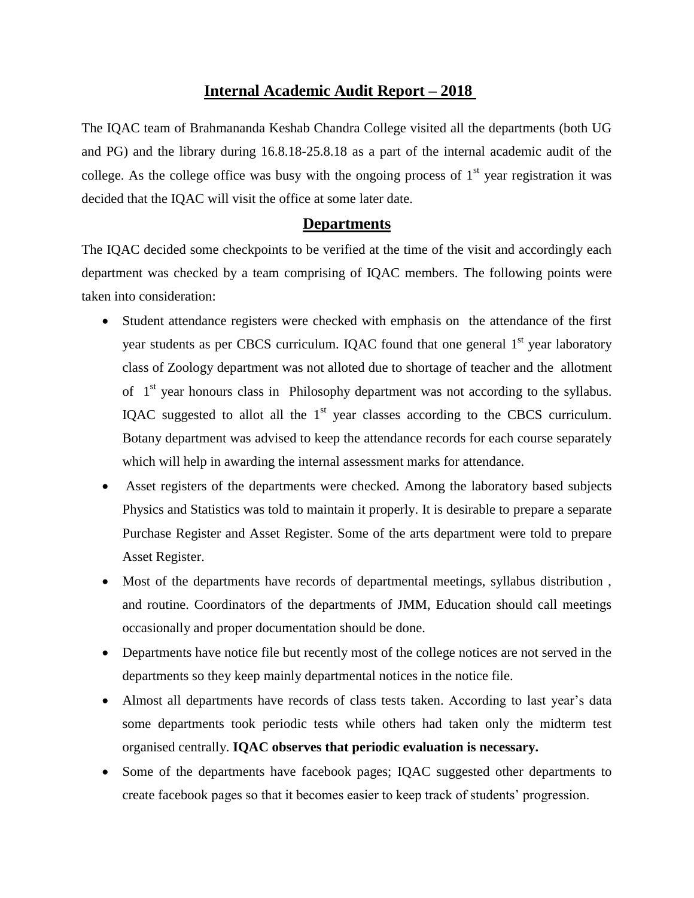# Internal Academic Audit Report – 2018

The IQAC team of Brahmananda Keshab Chandra College visited all the departments (both UG and PG) and the library during 16.8.18-25.8.18 as a part of the internal academic audit of the college. As the college office was busy with the ongoing process of 1st year registration it was decided that the IQAC will visit the office at some later date.

## Departments

The IQAC decided some checkpoints to be verified at the time of the visit and accordingly each department was checked by a team comprising of IQAC members. The following points were taken into consideration:

- Student attendance registers were checked with emphasis on the attendance of the first year students as per CBCS curriculum. IQAC found that one general 1st year laboratory class of Zoology department was not alloted due to shortage of teacher and the allotment of 1st year honours class in Philosophy department was not according to the syllabus. IQAC suggested to allot all the 1st year classes according to the CBCS curriculum. Botany department was advised to keep the attendance records for each course separately which will help in awarding the internal assessment marks for attendance.
- Asset registers of the departments were checked. Among the laboratory based subjects Physics and Statistics was told to maintain it properly. It is desirable to prepare a separate Purchase Register and Asset Register. Some of the arts department were told to prepare Asset Register.
- Most of the departments have records of departmental meetings, syllabus distribution , and routine. Coordinators of the departments of JMM, Education should call meetings occasionally and proper documentation should be done.
- Departments have notice file but recently most of the college notices are not served in the departments so they keep mainly departmental notices in the notice file.
- Almost all departments have records of class tests taken. According to last year's data some departments took periodic tests while others had taken only the midterm test organised centrally. **IQAC observes that periodic evaluation is necessary.**
- Some of the departments have facebook pages; IQAC suggested other departments to create facebook pages so that it becomes easier to keep track of students' progression.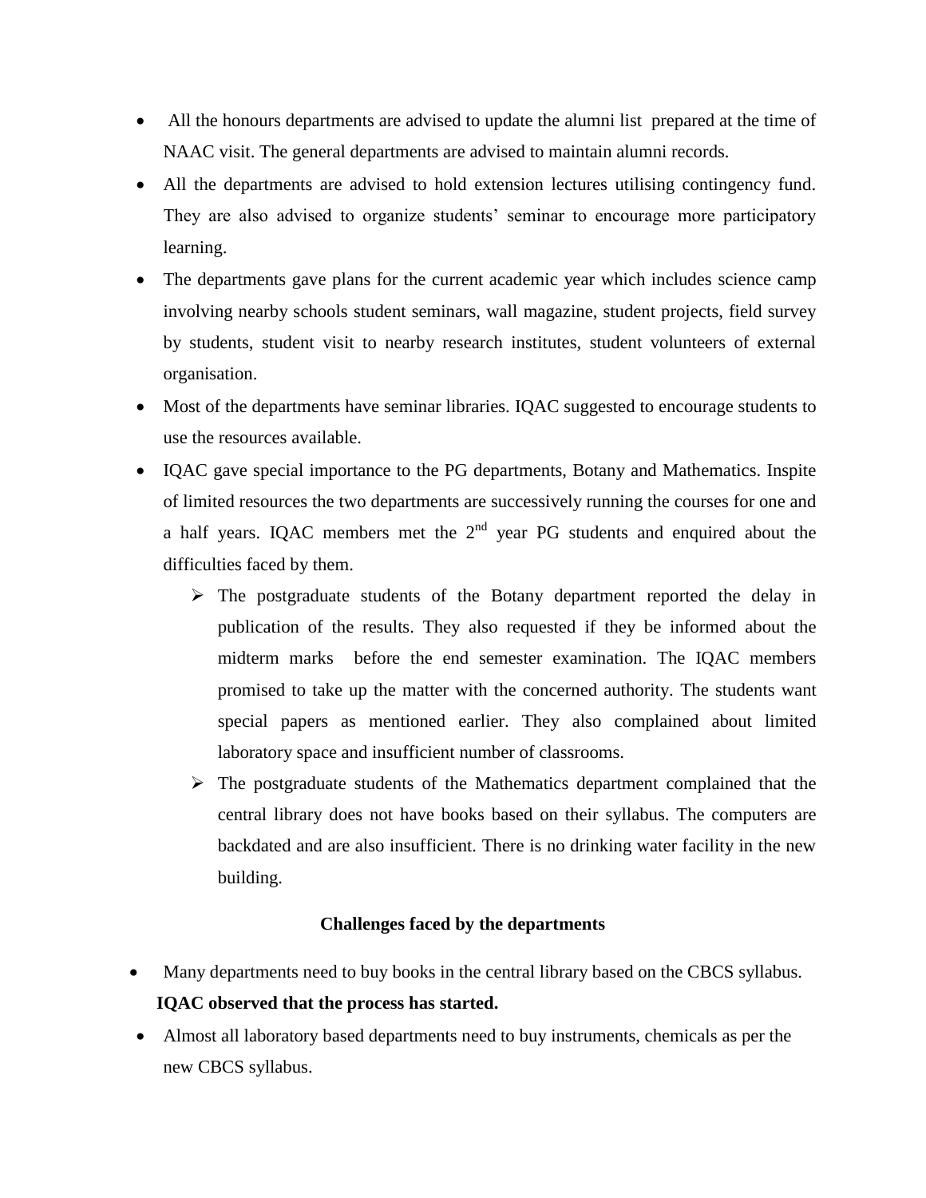- All the honours departments are advised to update the alumni list prepared at the time of NAAC visit. The general departments are advised to maintain alumni records.
- All the departments are advised to hold extension lectures utilising contingency fund. They are also advised to organize students' seminar to encourage more participatory learning.
- The departments gave plans for the current academic year which includes science camp involving nearby schools student seminars, wall magazine, student projects, field survey by students, student visit to nearby research institutes, student volunteers of external organisation.
- Most of the departments have seminar libraries. IQAC suggested to encourage students to use the resources available.
- IQAC gave special importance to the PG departments, Botany and Mathematics. Inspite of limited resources the two departments are successively running the courses for one and a half years. IQAC members met the 2nd year PG students and enquired about the difficulties faced by them.
  - The postgraduate students of the Botany department reported the delay in publication of the results. They also requested if they be informed about the midterm marks before the end semester examination. The IQAC members promised to take up the matter with the concerned authority. The students want special papers as mentioned earlier. They also complained about limited laboratory space and insufficient number of classrooms.
  - The postgraduate students of the Mathematics department complained that the central library does not have books based on their syllabus. The computers are backdated and are also insufficient. There is no drinking water facility in the new building.

**Challenges faced by the departments**

- Many departments need to buy books in the central library based on the CBCS syllabus.
  **IQAC observed that the process has started.**
- Almost all laboratory based departments need to buy instruments, chemicals as per the new CBCS syllabus.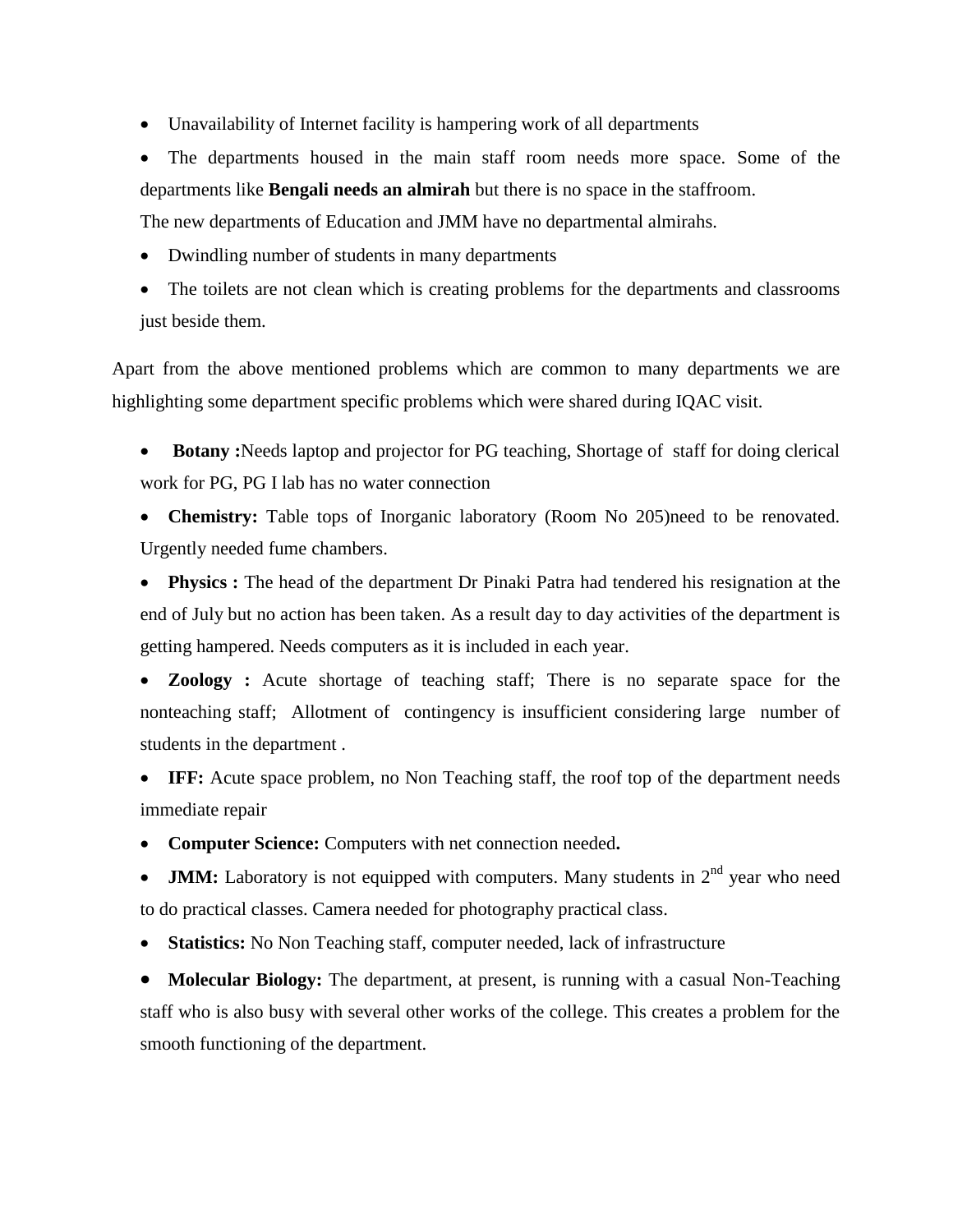- Unavailability of Internet facility is hampering work of all departments
- The departments housed in the main staff room needs more space. Some of the departments like **Bengali needs an almirah** but there is no space in the staffroom.
  The new departments of Education and JMM have no departmental almirahs.
- Dwindling number of students in many departments
- The toilets are not clean which is creating problems for the departments and classrooms just beside them.

Apart from the above mentioned problems which are common to many departments we are highlighting some department specific problems which were shared during IQAC visit.

- **Botany :**Needs laptop and projector for PG teaching, Shortage of staff for doing clerical work for PG, PG I lab has no water connection
- **Chemistry:** Table tops of Inorganic laboratory (Room No 205)need to be renovated. Urgently needed fume chambers.
- **Physics :** The head of the department Dr Pinaki Patra had tendered his resignation at the end of July but no action has been taken. As a result day to day activities of the department is getting hampered. Needs computers as it is included in each year.
- **Zoology :** Acute shortage of teaching staff; There is no separate space for the nonteaching staff; Allotment of contingency is insufficient considering large number of students in the department .
- **IFF:** Acute space problem, no Non Teaching staff, the roof top of the department needs immediate repair
- **Computer Science:** Computers with net connection needed**.**
- **JMM:** Laboratory is not equipped with computers. Many students in 2nd year who need to do practical classes. Camera needed for photography practical class.
- **Statistics:** No Non Teaching staff, computer needed, lack of infrastructure
- **Molecular Biology:** The department, at present, is running with a casual Non-Teaching staff who is also busy with several other works of the college. This creates a problem for the smooth functioning of the department.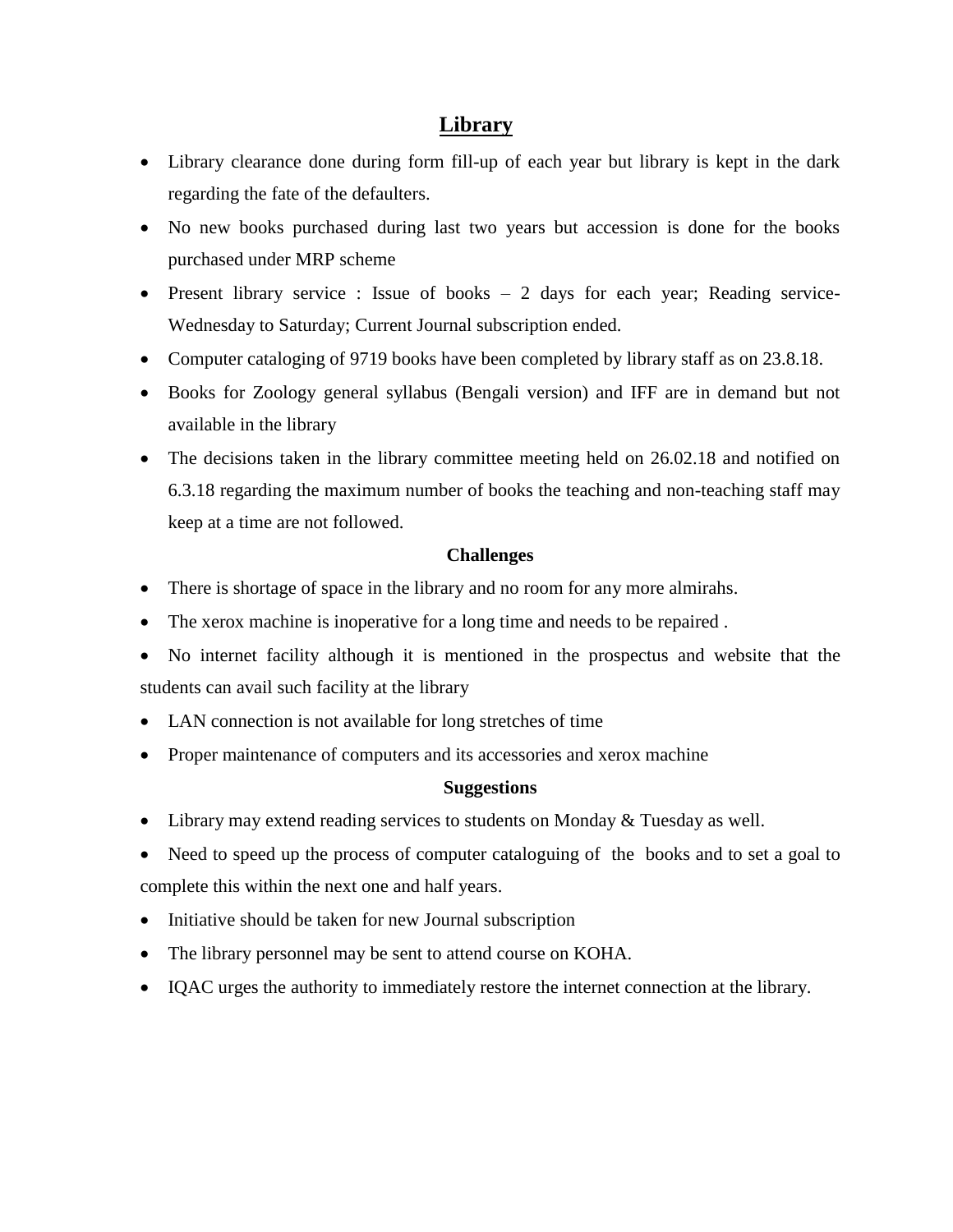# Library

- Library clearance done during form fill-up of each year but library is kept in the dark regarding the fate of the defaulters.
- No new books purchased during last two years but accession is done for the books purchased under MRP scheme
- Present library service : Issue of books – 2 days for each year; Reading service- Wednesday to Saturday; Current Journal subscription ended.
- Computer cataloging of 9719 books have been completed by library staff as on 23.8.18.
- Books for Zoology general syllabus (Bengali version) and IFF are in demand but not available in the library
- The decisions taken in the library committee meeting held on 26.02.18 and notified on 6.3.18 regarding the maximum number of books the teaching and non-teaching staff may keep at a time are not followed.

### Challenges

- There is shortage of space in the library and no room for any more almirahs.
- The xerox machine is inoperative for a long time and needs to be repaired .
- No internet facility although it is mentioned in the prospectus and website that the students can avail such facility at the library
- LAN connection is not available for long stretches of time
- Proper maintenance of computers and its accessories and xerox machine

### Suggestions

- Library may extend reading services to students on Monday & Tuesday as well.
- Need to speed up the process of computer cataloguing of the books and to set a goal to complete this within the next one and half years.
- Initiative should be taken for new Journal subscription
- The library personnel may be sent to attend course on KOHA.
- IQAC urges the authority to immediately restore the internet connection at the library.